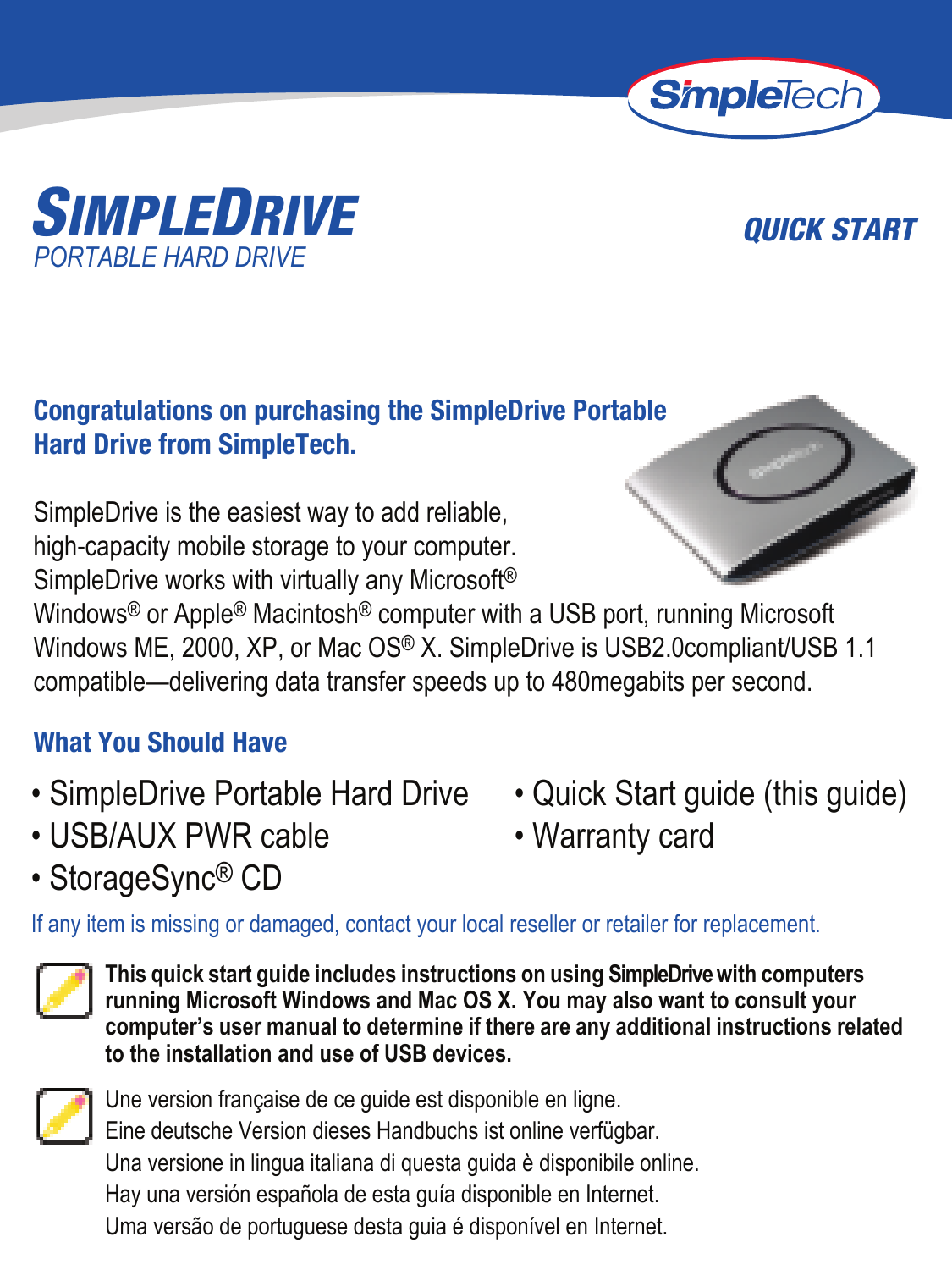SimpleTech

# SIMPLEDRIVE

*PORTABLE HARD DRIVE*

***QUICK START***

## Congratulations on purchasing the SimpleDrive Portable Hard Drive from SimpleTech.

SimpleDrive is the easiest way to add reliable, high-capacity mobile storage to your computer. SimpleDrive works with virtually any Microsoft® Windows® or Apple® Macintosh® computer with a USB port, running Microsoft Windows ME, 2000, XP, or Mac OS® X. SimpleDrive is USB2.0compliant/USB 1.1 compatible—delivering data transfer speeds up to 480megabits per second.

## What You Should Have

- SimpleDrive Portable Hard Drive
- USB/AUX PWR cable
- StorageSync® CD
- Quick Start guide (this guide)
- Warranty card

If any item is missing or damaged, contact your local reseller or retailer for replacement.

**This quick start guide includes instructions on using SimpleDrive with computers running Microsoft Windows and Mac OS X. You may also want to consult your computer's user manual to determine if there are any additional instructions related to the installation and use of USB devices.**

Une version française de ce guide est disponible en ligne.
Eine deutsche Version dieses Handbuchs ist online verfügbar.
Una versione in lingua italiana di questa guida è disponibile online.
Hay una versión española de esta guía disponible en Internet.
Uma versão de portuguese desta guia é disponível en Internet.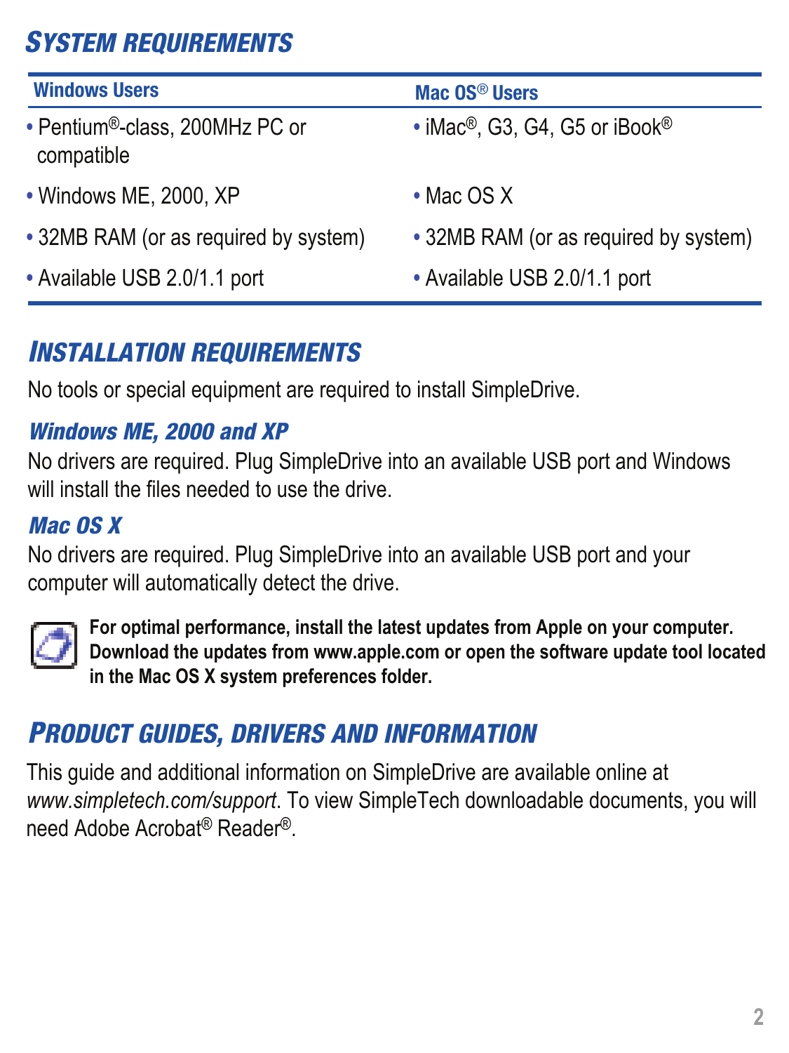## SYSTEM REQUIREMENTS

| Windows Users | Mac OS® Users |
|---|---|
| • Pentium®-class, 200MHz PC or compatible | • iMac®, G3, G4, G5 or iBook® |
| • Windows ME, 2000, XP | • Mac OS X |
| • 32MB RAM (or as required by system) | • 32MB RAM (or as required by system) |
| • Available USB 2.0/1.1 port | • Available USB 2.0/1.1 port |

## INSTALLATION REQUIREMENTS

No tools or special equipment are required to install SimpleDrive.

### *Windows ME, 2000 and XP*

No drivers are required. Plug SimpleDrive into an available USB port and Windows will install the files needed to use the drive.

### *Mac OS X*

No drivers are required. Plug SimpleDrive into an available USB port and your computer will automatically detect the drive.

**For optimal performance, install the latest updates from Apple on your computer. Download the updates from www.apple.com or open the software update tool located in the Mac OS X system preferences folder.**

## PRODUCT GUIDES, DRIVERS AND INFORMATION

This guide and additional information on SimpleDrive are available online at *www.simpletech.com/support*. To view SimpleTech downloadable documents, you will need Adobe Acrobat® Reader®.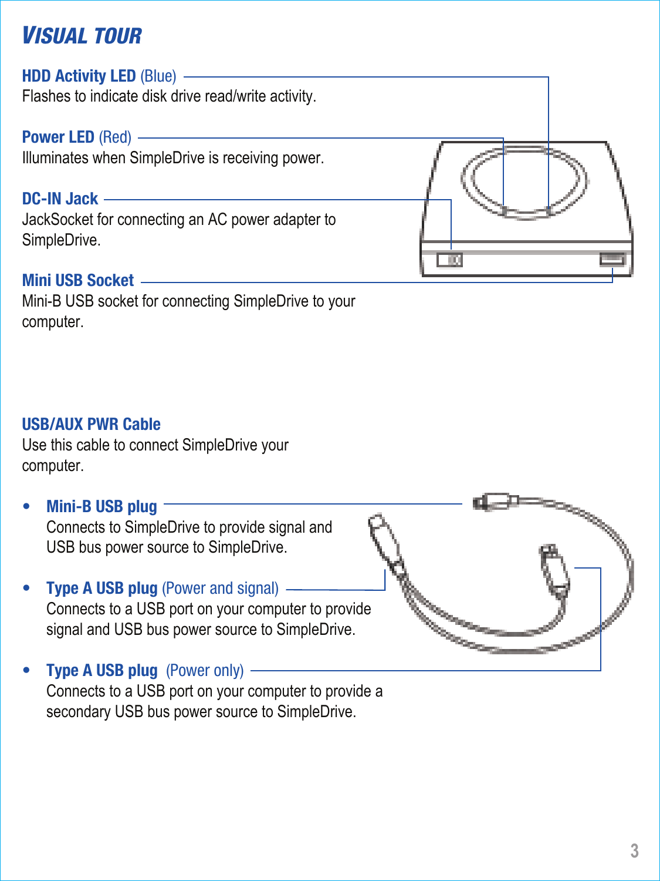# VISUAL TOUR

**HDD Activity LED** (Blue)
Flashes to indicate disk drive read/write activity.

**Power LED** (Red)
Illuminates when SimpleDrive is receiving power.

**DC-IN Jack**
JackSocket for connecting an AC power adapter to SimpleDrive.

**Mini USB Socket**
Mini-B USB socket for connecting SimpleDrive to your computer.

**USB/AUX PWR Cable**
Use this cable to connect SimpleDrive your computer.

- **Mini-B USB plug**
  Connects to SimpleDrive to provide signal and USB bus power source to SimpleDrive.
- **Type A USB plug** (Power and signal)
  Connects to a USB port on your computer to provide signal and USB bus power source to SimpleDrive.
- **Type A USB plug** (Power only)
  Connects to a USB port on your computer to provide a secondary USB bus power source to SimpleDrive.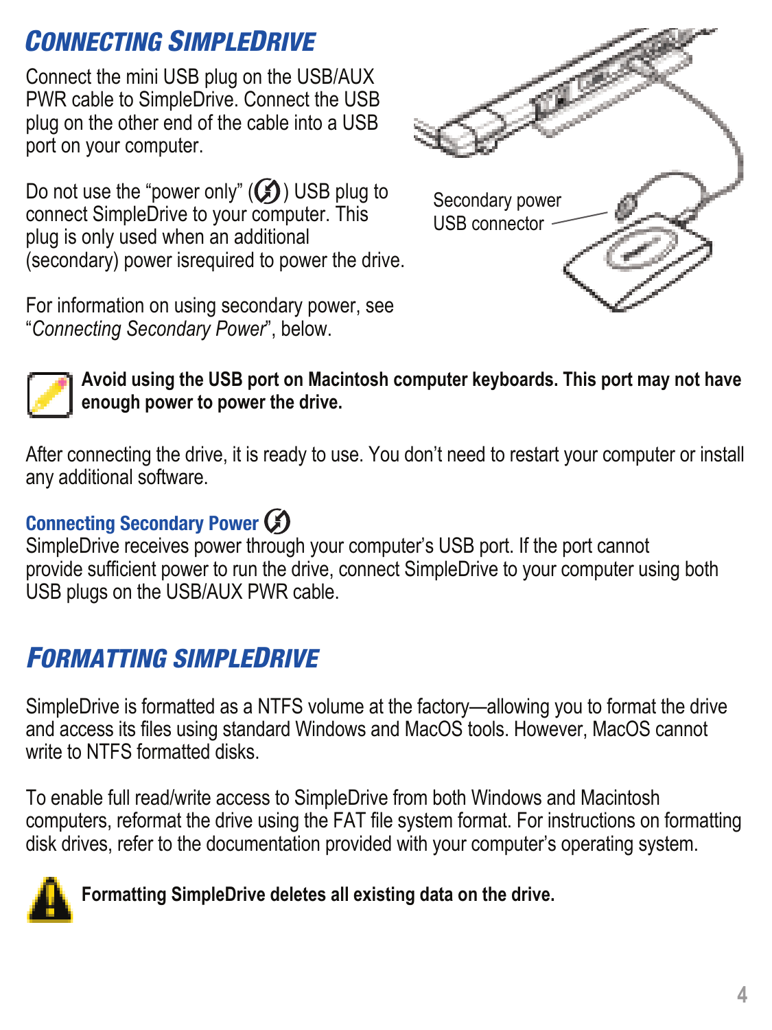## Connecting SimpleDrive

Connect the mini USB plug on the USB/AUX PWR cable to SimpleDrive. Connect the USB plug on the other end of the cable into a USB port on your computer.

Do not use the “power only” (⚡) USB plug to connect SimpleDrive to your computer. This plug is only used when an additional (secondary) power isrequired to power the drive.

For information on using secondary power, see “*Connecting Secondary Power*”, below.

Secondary power USB connector

**Avoid using the USB port on Macintosh computer keyboards. This port may not have enough power to power the drive.**

After connecting the drive, it is ready to use. You don’t need to restart your computer or install any additional software.

### Connecting Secondary Power ⚡

SimpleDrive receives power through your computer’s USB port. If the port cannot provide sufficient power to run the drive, connect SimpleDrive to your computer using both USB plugs on the USB/AUX PWR cable.

## Formatting SimpleDrive

SimpleDrive is formatted as a NTFS volume at the factory—allowing you to format the drive and access its files using standard Windows and MacOS tools. However, MacOS cannot write to NTFS formatted disks.

To enable full read/write access to SimpleDrive from both Windows and Macintosh computers, reformat the drive using the FAT file system format. For instructions on formatting disk drives, refer to the documentation provided with your computer’s operating system.

**Formatting SimpleDrive deletes all existing data on the drive.**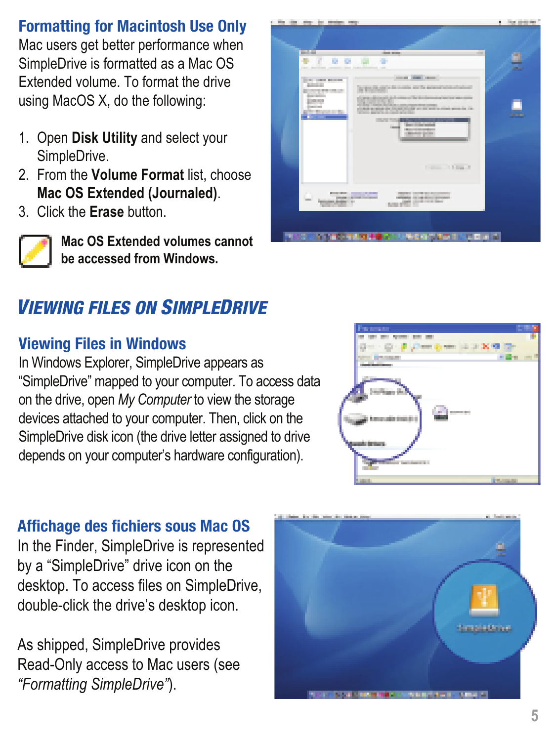## Formatting for Macintosh Use Only

Mac users get better performance when SimpleDrive is formatted as a Mac OS Extended volume. To format the drive using MacOS X, do the following:

1. Open **Disk Utility** and select your SimpleDrive.
2. From the **Volume Format** list, choose **Mac OS Extended (Journaled)**.
3. Click the **Erase** button.

**Mac OS Extended volumes cannot be accessed from Windows.**

# *VIEWING FILES ON SIMPLEDRIVE*

## Viewing Files in Windows

In Windows Explorer, SimpleDrive appears as "SimpleDrive" mapped to your computer. To access data on the drive, open *My Computer* to view the storage devices attached to your computer. Then, click on the SimpleDrive disk icon (the drive letter assigned to drive depends on your computer's hardware configuration).

## Affichage des fichiers sous Mac OS

In the Finder, SimpleDrive is represented by a "SimpleDrive" drive icon on the desktop. To access files on SimpleDrive, double-click the drive's desktop icon.

As shipped, SimpleDrive provides Read-Only access to Mac users (see *"Formatting SimpleDrive"*).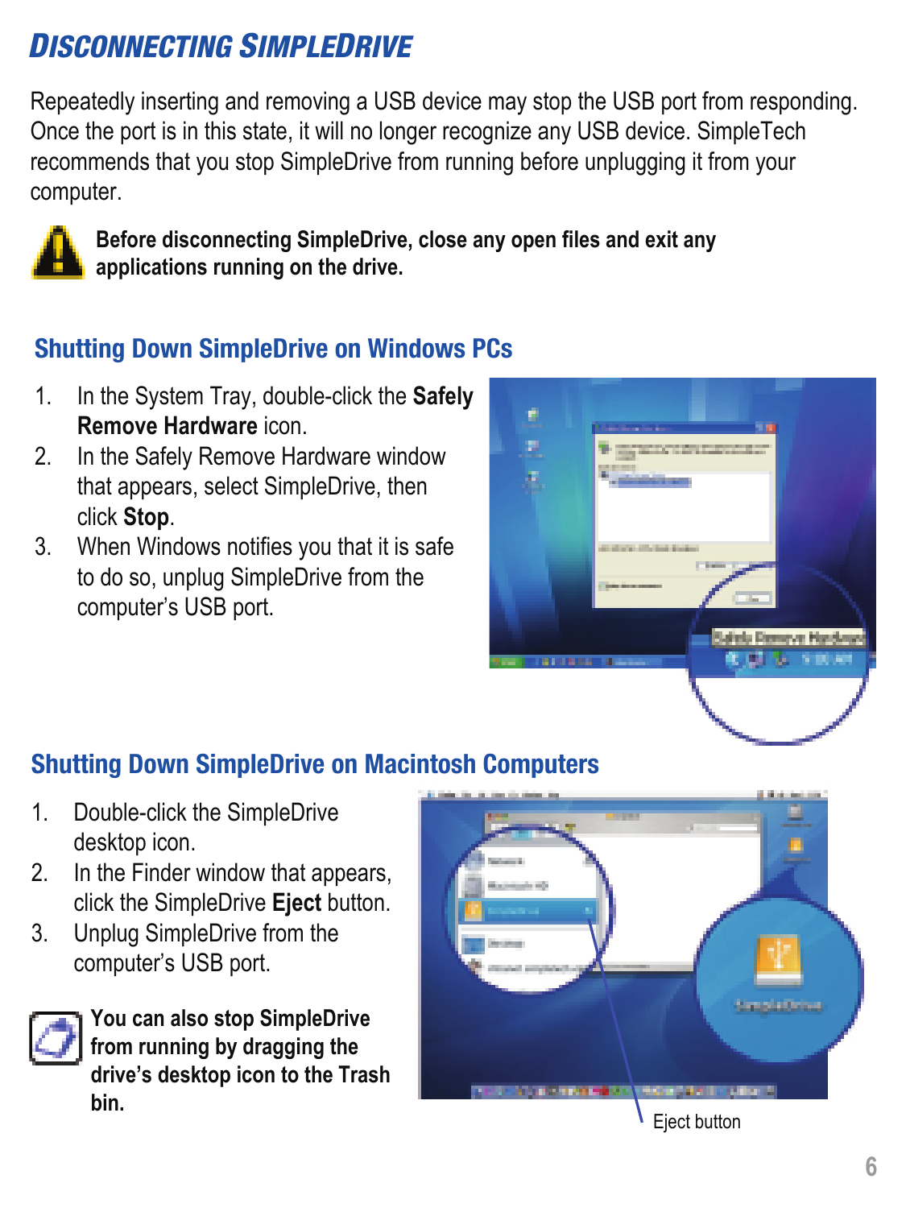## Disconnecting SimpleDrive

Repeatedly inserting and removing a USB device may stop the USB port from responding. Once the port is in this state, it will no longer recognize any USB device. SimpleTech recommends that you stop SimpleDrive from running before unplugging it from your computer.

**Before disconnecting SimpleDrive, close any open files and exit any applications running on the drive.**

### Shutting Down SimpleDrive on Windows PCs

1. In the System Tray, double-click the **Safely Remove Hardware** icon.
2. In the Safely Remove Hardware window that appears, select SimpleDrive, then click **Stop**.
3. When Windows notifies you that it is safe to do so, unplug SimpleDrive from the computer's USB port.

### Shutting Down SimpleDrive on Macintosh Computers

1. Double-click the SimpleDrive desktop icon.
2. In the Finder window that appears, click the SimpleDrive **Eject** button.
3. Unplug SimpleDrive from the computer's USB port.

**You can also stop SimpleDrive from running by dragging the drive's desktop icon to the Trash bin.**

Eject button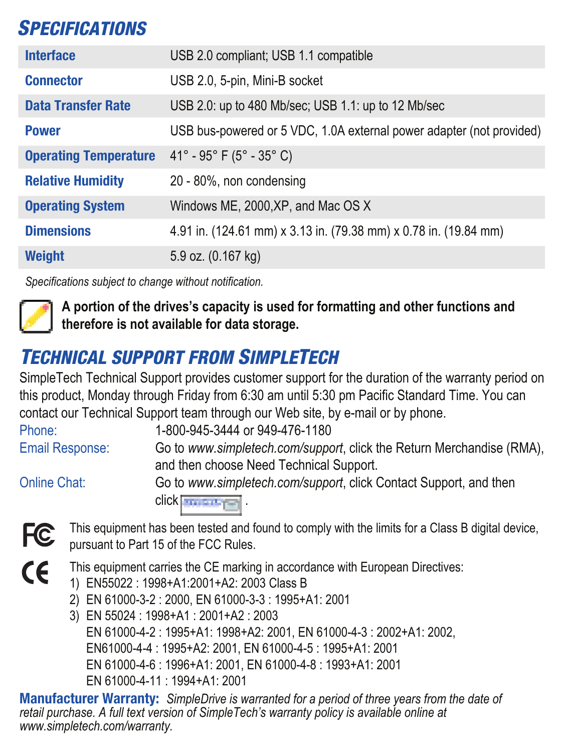## SPECIFICATIONS

| | |
|---|---|
| **Interface** | USB 2.0 compliant; USB 1.1 compatible |
| **Connector** | USB 2.0, 5-pin, Mini-B socket |
| **Data Transfer Rate** | USB 2.0: up to 480 Mb/sec; USB 1.1: up to 12 Mb/sec |
| **Power** | USB bus-powered or 5 VDC, 1.0A external power adapter (not provided) |
| **Operating Temperature** | 41° - 95° F (5° - 35° C) |
| **Relative Humidity** | 20 - 80%, non condensing |
| **Operating System** | Windows ME, 2000,XP, and Mac OS X |
| **Dimensions** | 4.91 in. (124.61 mm) x 3.13 in. (79.38 mm) x 0.78 in. (19.84 mm) |
| **Weight** | 5.9 oz. (0.167 kg) |

*Specifications subject to change without notification.*

**A portion of the drives's capacity is used for formatting and other functions and therefore is not available for data storage.**

## TECHNICAL SUPPORT FROM SIMPLETECH

SimpleTech Technical Support provides customer support for the duration of the warranty period on this product, Monday through Friday from 6:30 am until 5:30 pm Pacific Standard Time. You can contact our Technical Support team through our Web site, by e-mail or by phone.

Phone: 1-800-945-3444 or 949-476-1180

Email Response: Go to *www.simpletech.com/support*, click the Return Merchandise (RMA), and then choose Need Technical Support.

Online Chat: Go to *www.simpletech.com/support*, click Contact Support, and then click .

This equipment has been tested and found to comply with the limits for a Class B digital device, pursuant to Part 15 of the FCC Rules.

This equipment carries the CE marking in accordance with European Directives:

1) EN55022 : 1998+A1:2001+A2: 2003 Class B
2) EN 61000-3-2 : 2000, EN 61000-3-3 : 1995+A1: 2001
3) EN 55024 : 1998+A1 : 2001+A2 : 2003
   EN 61000-4-2 : 1995+A1: 1998+A2: 2001, EN 61000-4-3 : 2002+A1: 2002,
   EN61000-4-4 : 1995+A2: 2001, EN 61000-4-5 : 1995+A1: 2001
   EN 61000-4-6 : 1996+A1: 2001, EN 61000-4-8 : 1993+A1: 2001
   EN 61000-4-11 : 1994+A1: 2001

**Manufacturer Warranty:** *SimpleDrive is warranted for a period of three years from the date of retail purchase. A full text version of SimpleTech's warranty policy is available online at www.simpletech.com/warranty.*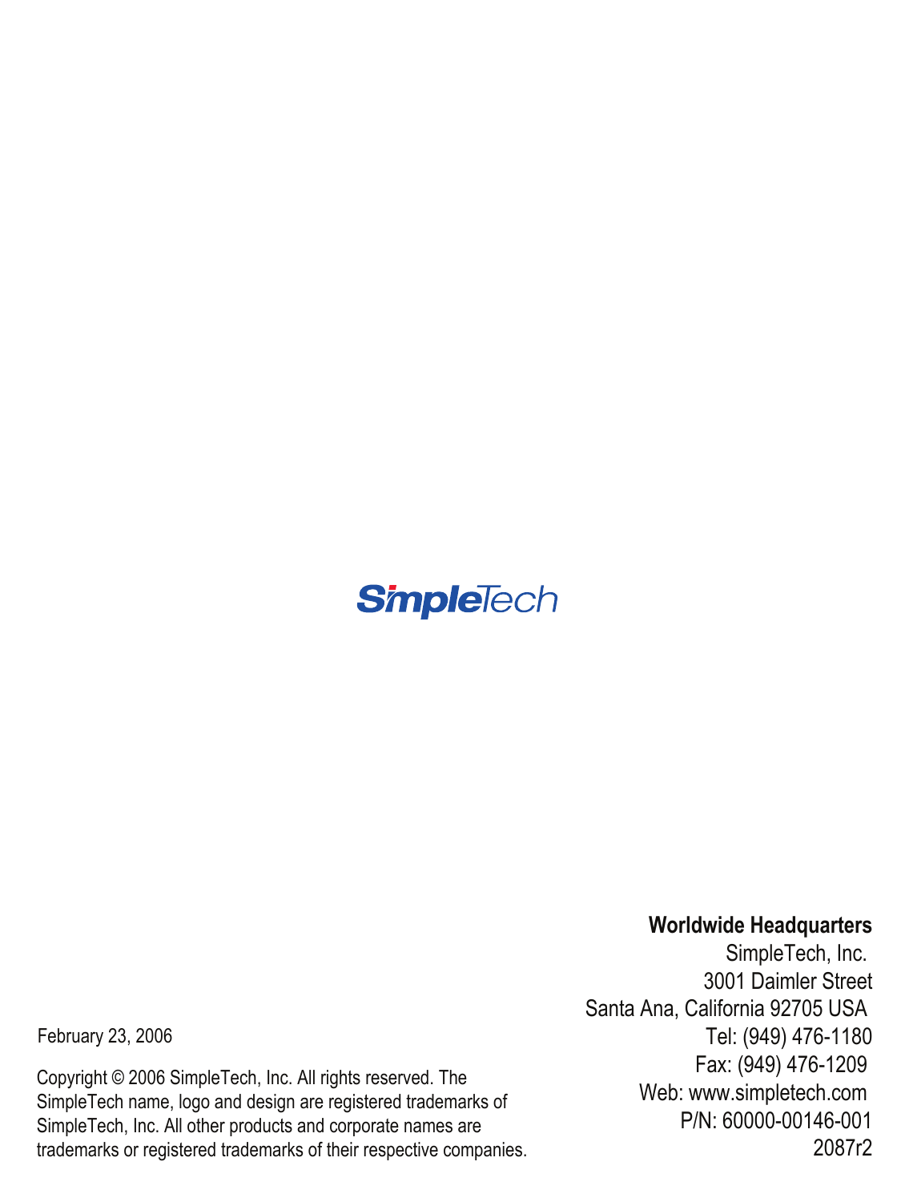SimpleTech

**Worldwide Headquarters**

SimpleTech, Inc.
3001 Daimler Street
Santa Ana, California 92705 USA
Tel: (949) 476-1180
Fax: (949) 476-1209
Web: www.simpletech.com
P/N: 60000-00146-001
2087r2

February 23, 2006

Copyright © 2006 SimpleTech, Inc. All rights reserved. The SimpleTech name, logo and design are registered trademarks of SimpleTech, Inc. All other products and corporate names are trademarks or registered trademarks of their respective companies.